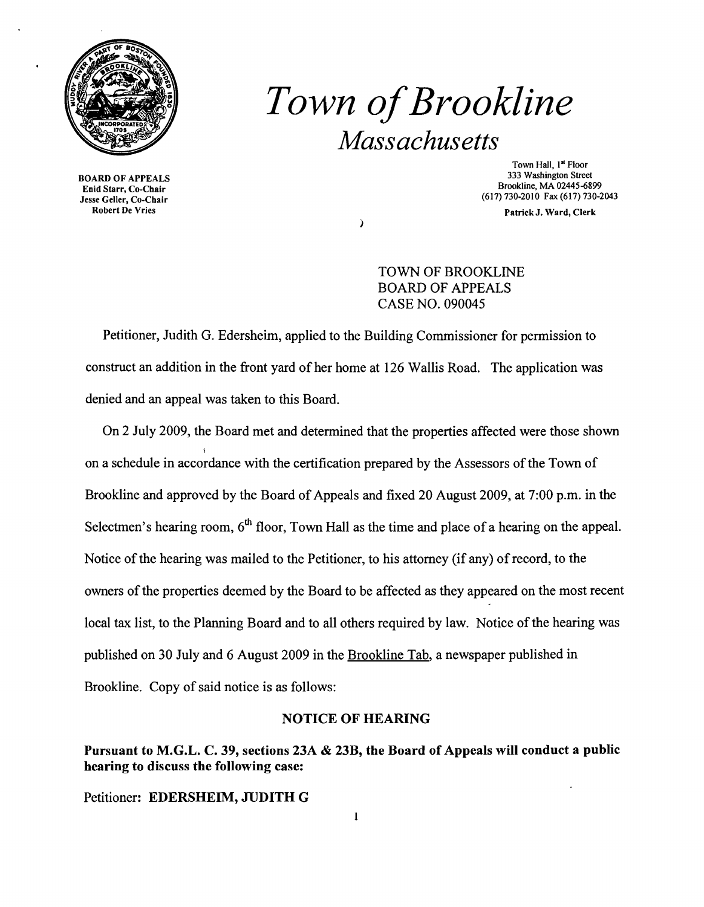# *Town of Brookline*

## *Massachusetts*

**BOARD OF APPEALS**
**Enid Starr, Co-Chair**
**Jesse Geller, Co-Chair**
**Robert De Vries**

Town Hall, 1st Floor
333 Washington Street
Brookline, MA 02445-6899
(617) 730-2010 Fax (617) 730-2043

**Patrick J. Ward, Clerk**

TOWN OF BROOKLINE
BOARD OF APPEALS
CASE NO. 090045

Petitioner, Judith G. Edersheim, applied to the Building Commissioner for permission to construct an addition in the front yard of her home at 126 Wallis Road. The application was denied and an appeal was taken to this Board.

On 2 July 2009, the Board met and determined that the properties affected were those shown on a schedule in accordance with the certification prepared by the Assessors of the Town of Brookline and approved by the Board of Appeals and fixed 20 August 2009, at 7:00 p.m. in the Selectmen's hearing room, 6th floor, Town Hall as the time and place of a hearing on the appeal. Notice of the hearing was mailed to the Petitioner, to his attorney (if any) of record, to the owners of the properties deemed by the Board to be affected as they appeared on the most recent local tax list, to the Planning Board and to all others required by law. Notice of the hearing was published on 30 July and 6 August 2009 in the Brookline Tab, a newspaper published in Brookline. Copy of said notice is as follows:

**NOTICE OF HEARING**

**Pursuant to M.G.L. C. 39, sections 23A & 23B, the Board of Appeals will conduct a public hearing to discuss the following case:**

Petitioner: **EDERSHEIM, JUDITH G**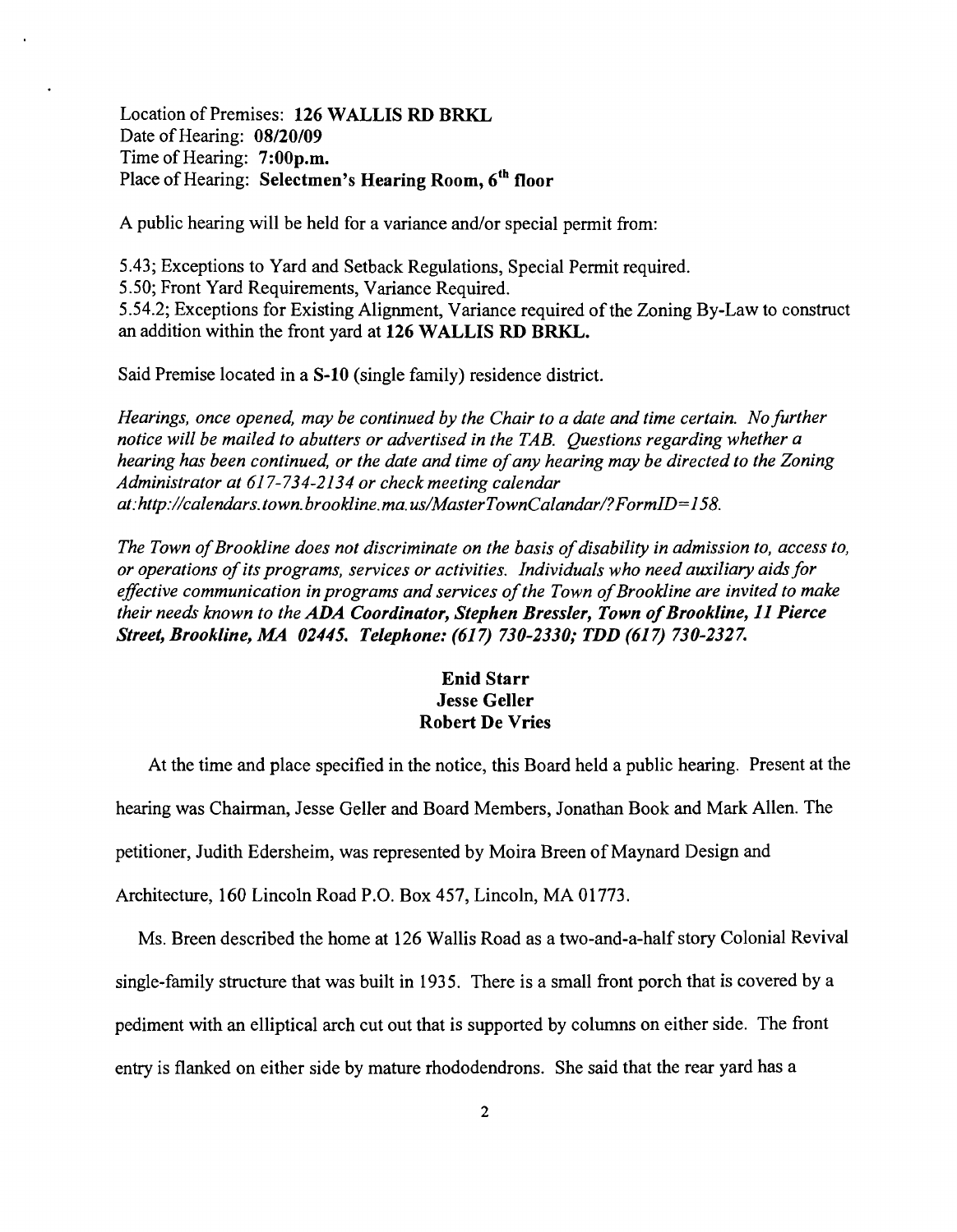Location of Premises: **126 WALLIS RD BRKL**
Date of Hearing: **08/20/09**
Time of Hearing: **7:00p.m.**
Place of Hearing: **Selectmen's Hearing Room, 6th floor**

A public hearing will be held for a variance and/or special permit from:

5.43; Exceptions to Yard and Setback Regulations, Special Permit required.
5.50; Front Yard Requirements, Variance Required.
5.54.2; Exceptions for Existing Alignment, Variance required of the Zoning By-Law to construct an addition within the front yard at **126 WALLIS RD BRKL.**

Said Premise located in a **S-10** (single family) residence district.

*Hearings, once opened, may be continued by the Chair to a date and time certain. No further notice will be mailed to abutters or advertised in the TAB. Questions regarding whether a hearing has been continued, or the date and time of any hearing may be directed to the Zoning Administrator at 617-734-2134 or check meeting calendar at:http://calendars.town.brookline.ma.us/MasterTownCalandar/?FormID=158.*

*The Town of Brookline does not discriminate on the basis of disability in admission to, access to, or operations of its programs, services or activities. Individuals who need auxiliary aids for effective communication in programs and services of the Town of Brookline are invited to make their needs known to the* ***ADA Coordinator, Stephen Bressler, Town of Brookline, 11 Pierce Street, Brookline, MA 02445. Telephone: (617) 730-2330; TDD (617) 730-2327.***

**Enid Starr**
**Jesse Geller**
**Robert De Vries**

At the time and place specified in the notice, this Board held a public hearing. Present at the hearing was Chairman, Jesse Geller and Board Members, Jonathan Book and Mark Allen. The petitioner, Judith Edersheim, was represented by Moira Breen of Maynard Design and Architecture, 160 Lincoln Road P.O. Box 457, Lincoln, MA 01773.

Ms. Breen described the home at 126 Wallis Road as a two-and-a-half story Colonial Revival single-family structure that was built in 1935. There is a small front porch that is covered by a pediment with an elliptical arch cut out that is supported by columns on either side. The front entry is flanked on either side by mature rhododendrons. She said that the rear yard has a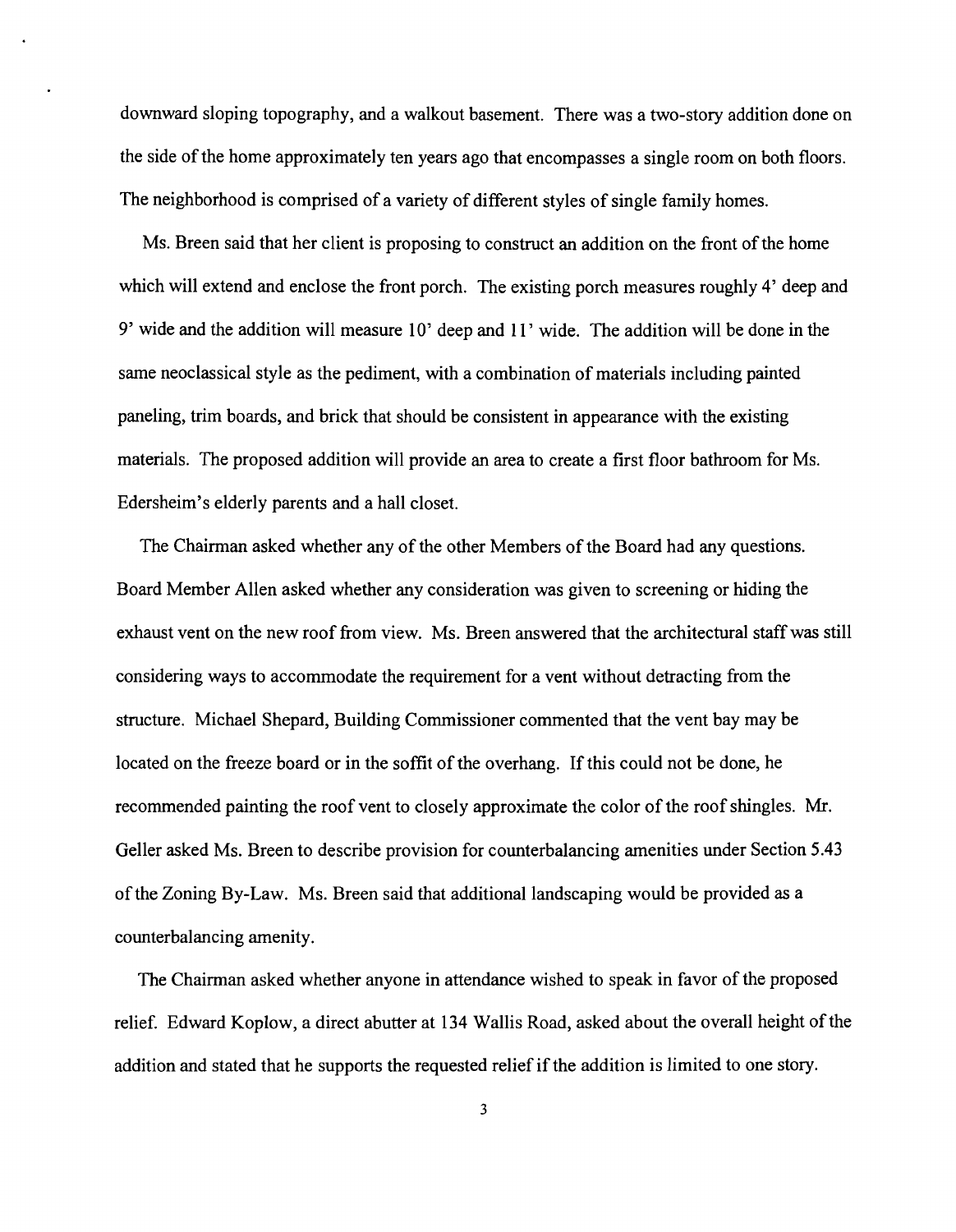downward sloping topography, and a walkout basement. There was a two-story addition done on the side of the home approximately ten years ago that encompasses a single room on both floors. The neighborhood is comprised of a variety of different styles of single family homes.

Ms. Breen said that her client is proposing to construct an addition on the front of the home which will extend and enclose the front porch. The existing porch measures roughly 4' deep and 9' wide and the addition will measure 10' deep and 11' wide. The addition will be done in the same neoclassical style as the pediment, with a combination of materials including painted paneling, trim boards, and brick that should be consistent in appearance with the existing materials. The proposed addition will provide an area to create a first floor bathroom for Ms. Edersheim's elderly parents and a hall closet.

The Chairman asked whether any of the other Members of the Board had any questions. Board Member Allen asked whether any consideration was given to screening or hiding the exhaust vent on the new roof from view. Ms. Breen answered that the architectural staff was still considering ways to accommodate the requirement for a vent without detracting from the structure. Michael Shepard, Building Commissioner commented that the vent bay may be located on the freeze board or in the soffit of the overhang. If this could not be done, he recommended painting the roof vent to closely approximate the color of the roof shingles. Mr. Geller asked Ms. Breen to describe provision for counterbalancing amenities under Section 5.43 of the Zoning By-Law. Ms. Breen said that additional landscaping would be provided as a counterbalancing amenity.

The Chairman asked whether anyone in attendance wished to speak in favor of the proposed relief. Edward Koplow, a direct abutter at 134 Wallis Road, asked about the overall height of the addition and stated that he supports the requested relief if the addition is limited to one story.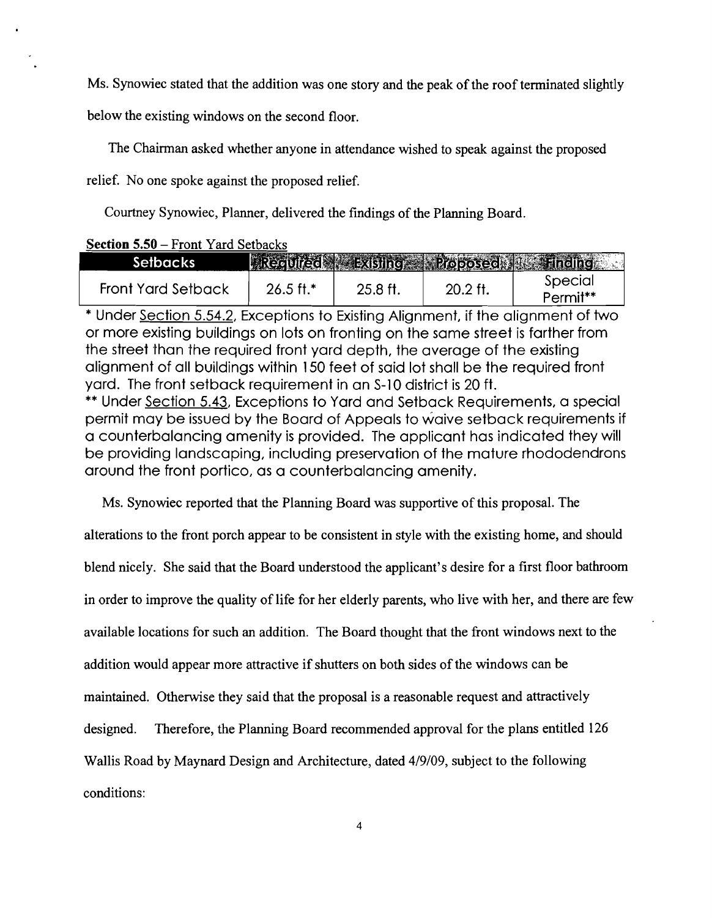Ms. Synowiec stated that the addition was one story and the peak of the roof terminated slightly below the existing windows on the second floor.

The Chairman asked whether anyone in attendance wished to speak against the proposed relief. No one spoke against the proposed relief.

Courtney Synowiec, Planner, delivered the findings of the Planning Board.

**Section 5.50** – Front Yard Setbacks

| Setbacks | Required | Existing | Proposed | Finding |
|---|---|---|---|---|
| Front Yard Setback | 26.5 ft.* | 25.8 ft. | 20.2 ft. | Special Permit** |

* Under Section 5.54.2, Exceptions to Existing Alignment, if the alignment of two or more existing buildings on lots on fronting on the same street is farther from the street than the required front yard depth, the average of the existing alignment of all buildings within 150 feet of said lot shall be the required front yard. The front setback requirement in an S-10 district is 20 ft.

** Under Section 5.43, Exceptions to Yard and Setback Requirements, a special permit may be issued by the Board of Appeals to waive setback requirements if a counterbalancing amenity is provided. The applicant has indicated they will be providing landscaping, including preservation of the mature rhododendrons around the front portico, as a counterbalancing amenity.

Ms. Synowiec reported that the Planning Board was supportive of this proposal. The alterations to the front porch appear to be consistent in style with the existing home, and should blend nicely. She said that the Board understood the applicant's desire for a first floor bathroom in order to improve the quality of life for her elderly parents, who live with her, and there are few available locations for such an addition. The Board thought that the front windows next to the addition would appear more attractive if shutters on both sides of the windows can be maintained. Otherwise they said that the proposal is a reasonable request and attractively designed. Therefore, the Planning Board recommended approval for the plans entitled 126 Wallis Road by Maynard Design and Architecture, dated 4/9/09, subject to the following conditions: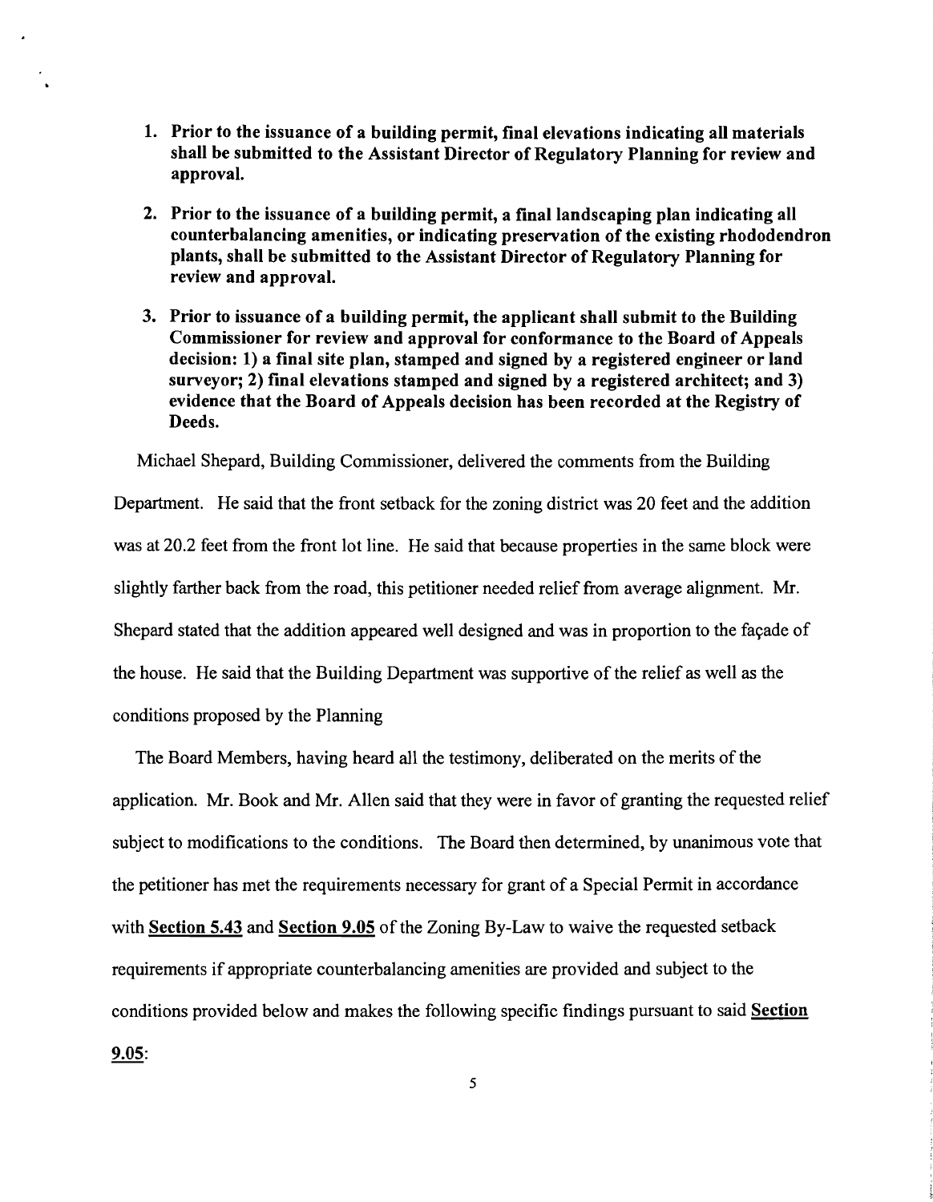1. **Prior to the issuance of a building permit, final elevations indicating all materials shall be submitted to the Assistant Director of Regulatory Planning for review and approval.**

2. **Prior to the issuance of a building permit, a final landscaping plan indicating all counterbalancing amenities, or indicating preservation of the existing rhododendron plants, shall be submitted to the Assistant Director of Regulatory Planning for review and approval.**

3. **Prior to issuance of a building permit, the applicant shall submit to the Building Commissioner for review and approval for conformance to the Board of Appeals decision: 1) a final site plan, stamped and signed by a registered engineer or land surveyor; 2) final elevations stamped and signed by a registered architect; and 3) evidence that the Board of Appeals decision has been recorded at the Registry of Deeds.**

Michael Shepard, Building Commissioner, delivered the comments from the Building Department. He said that the front setback for the zoning district was 20 feet and the addition was at 20.2 feet from the front lot line. He said that because properties in the same block were slightly farther back from the road, this petitioner needed relief from average alignment. Mr. Shepard stated that the addition appeared well designed and was in proportion to the façade of the house. He said that the Building Department was supportive of the relief as well as the conditions proposed by the Planning

The Board Members, having heard all the testimony, deliberated on the merits of the application. Mr. Book and Mr. Allen said that they were in favor of granting the requested relief subject to modifications to the conditions. The Board then determined, by unanimous vote that the petitioner has met the requirements necessary for grant of a Special Permit in accordance with **Section 5.43** and **Section 9.05** of the Zoning By-Law to waive the requested setback requirements if appropriate counterbalancing amenities are provided and subject to the conditions provided below and makes the following specific findings pursuant to said **Section 9.05**: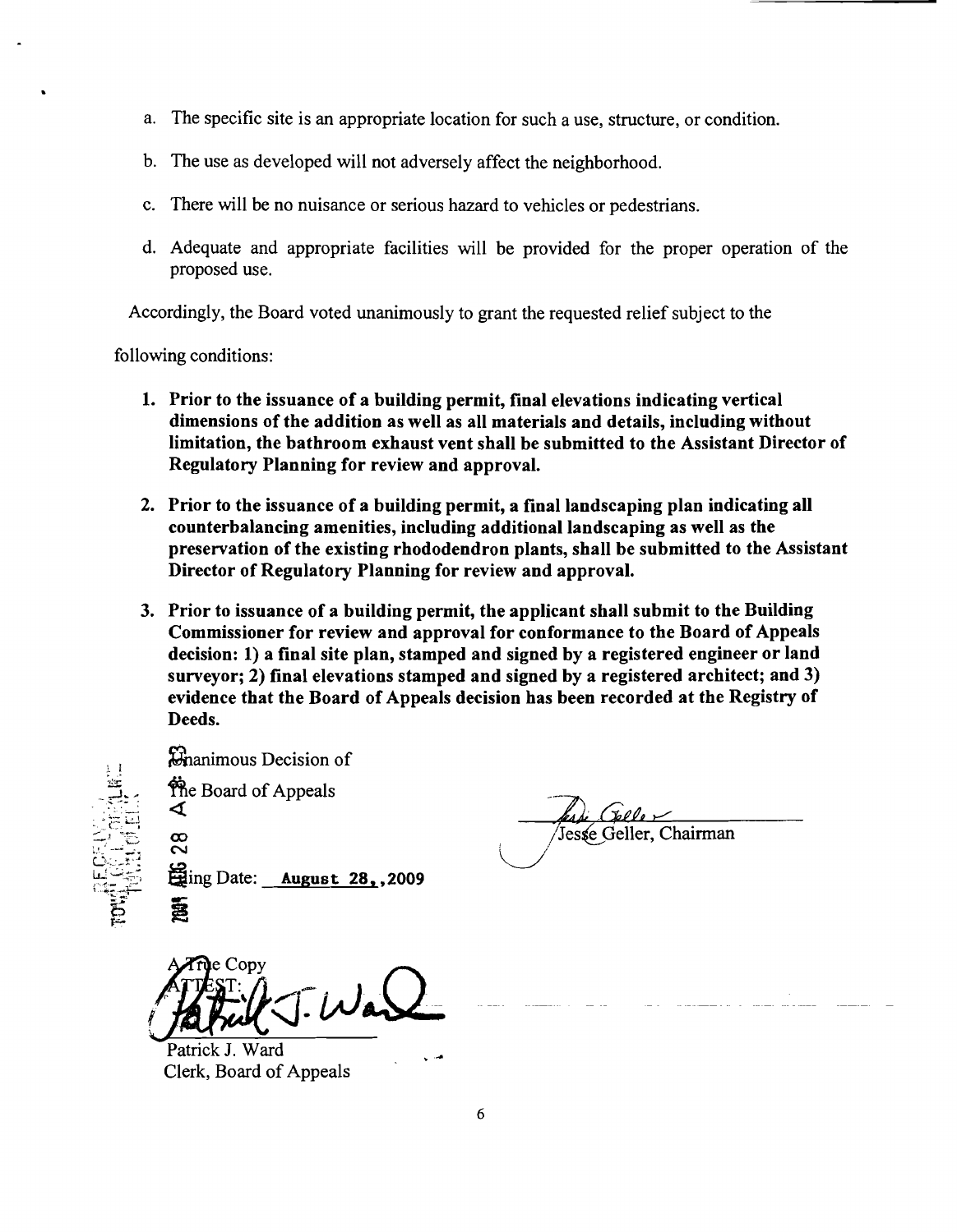a. The specific site is an appropriate location for such a use, structure, or condition.

b. The use as developed will not adversely affect the neighborhood.

c. There will be no nuisance or serious hazard to vehicles or pedestrians.

d. Adequate and appropriate facilities will be provided for the proper operation of the proposed use.

Accordingly, the Board voted unanimously to grant the requested relief subject to the following conditions:

1. **Prior to the issuance of a building permit, final elevations indicating vertical dimensions of the addition as well as all materials and details, including without limitation, the bathroom exhaust vent shall be submitted to the Assistant Director of Regulatory Planning for review and approval.**

2. **Prior to the issuance of a building permit, a final landscaping plan indicating all counterbalancing amenities, including additional landscaping as well as the preservation of the existing rhododendron plants, shall be submitted to the Assistant Director of Regulatory Planning for review and approval.**

3. **Prior to issuance of a building permit, the applicant shall submit to the Building Commissioner for review and approval for conformance to the Board of Appeals decision: 1) a final site plan, stamped and signed by a registered engineer or land surveyor; 2) final elevations stamped and signed by a registered architect; and 3) evidence that the Board of Appeals decision has been recorded at the Registry of Deeds.**

Unanimous Decision of
The Board of Appeals

Jesse Geller, Chairman

Filing Date: **August 28, 2009**

A True Copy
ATTEST:

Patrick J. Ward
Clerk, Board of Appeals